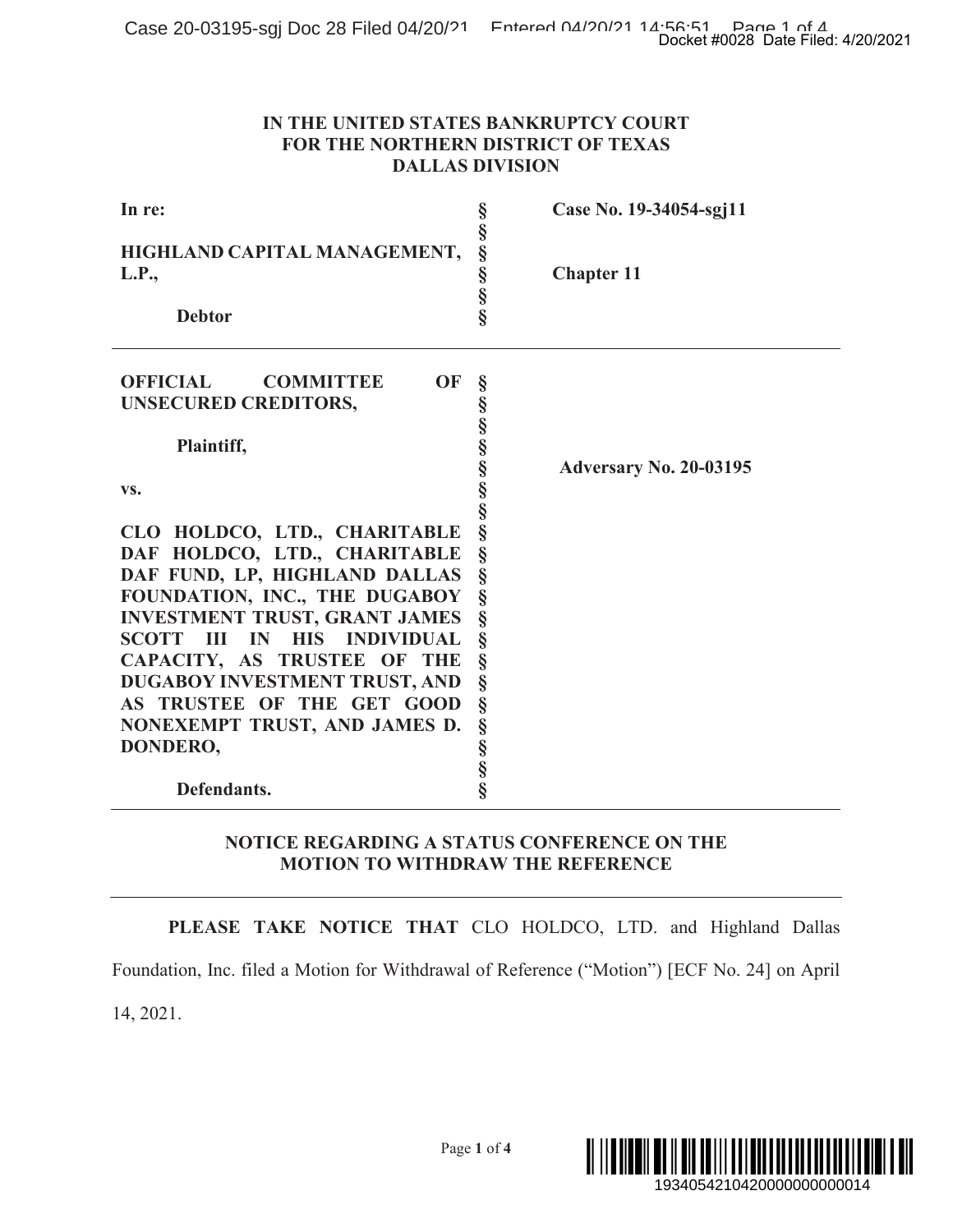# IN THE UNITED STATES BANKRUPTCY COURT
# FOR THE NORTHERN DISTRICT OF TEXAS
# DALLAS DIVISION

| | | |
|---|---|---|
| **In re:**<br><br>**HIGHLAND CAPITAL MANAGEMENT, L.P.,**<br><br>**Debtor** | §<br>§<br>§<br>§<br>§<br>§ | **Case No. 19-34054-sgj11**<br><br>**Chapter 11** |

| | | |
|---|---|---|
| **OFFICIAL COMMITTEE OF UNSECURED CREDITORS,**<br><br>**Plaintiff,**<br><br>**vs.**<br><br>**CLO HOLDCO, LTD., CHARITABLE DAF HOLDCO, LTD., CHARITABLE DAF FUND, LP, HIGHLAND DALLAS FOUNDATION, INC., THE DUGABOY INVESTMENT TRUST, GRANT JAMES SCOTT III IN HIS INDIVIDUAL CAPACITY, AS TRUSTEE OF THE DUGABOY INVESTMENT TRUST, AND AS TRUSTEE OF THE GET GOOD NONEXEMPT TRUST, AND JAMES D. DONDERO,**<br><br>**Defendants.** | §<br>§<br>§<br>§<br>§<br>§<br>§<br>§<br>§<br>§<br>§<br>§<br>§<br>§<br>§<br>§<br>§<br>§<br>§ | **Adversary No. 20-03195** |

## NOTICE REGARDING A STATUS CONFERENCE ON THE MOTION TO WITHDRAW THE REFERENCE

**PLEASE TAKE NOTICE THAT** CLO HOLDCO, LTD. and Highland Dallas Foundation, Inc. filed a Motion for Withdrawal of Reference ("Motion") [ECF No. 24] on April 14, 2021.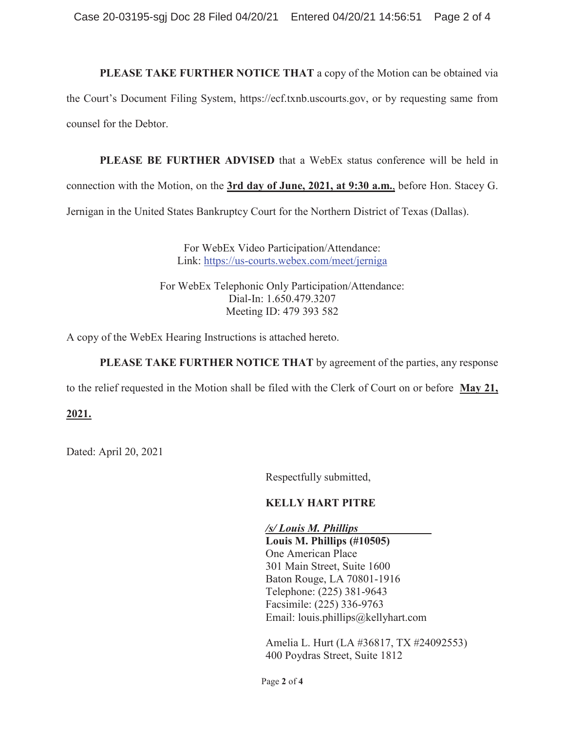**PLEASE TAKE FURTHER NOTICE THAT** a copy of the Motion can be obtained via the Court's Document Filing System, https://ecf.txnb.uscourts.gov, or by requesting same from counsel for the Debtor.

**PLEASE BE FURTHER ADVISED** that a WebEx status conference will be held in connection with the Motion, on the **3rd day of June, 2021, at 9:30 a.m.**, before Hon. Stacey G. Jernigan in the United States Bankruptcy Court for the Northern District of Texas (Dallas).

For WebEx Video Participation/Attendance:
Link: https://us-courts.webex.com/meet/jerniga

For WebEx Telephonic Only Participation/Attendance:
Dial-In: 1.650.479.3207
Meeting ID: 479 393 582

A copy of the WebEx Hearing Instructions is attached hereto.

**PLEASE TAKE FURTHER NOTICE THAT** by agreement of the parties, any response to the relief requested in the Motion shall be filed with the Clerk of Court on or before **May 21, 2021.**

Dated: April 20, 2021

Respectfully submitted,

**KELLY HART PITRE**

***/s/ Louis M. Phillips***
**Louis M. Phillips (#10505)**
One American Place
301 Main Street, Suite 1600
Baton Rouge, LA 70801-1916
Telephone: (225) 381-9643
Facsimile: (225) 336-9763
Email: louis.phillips@kellyhart.com

Amelia L. Hurt (LA #36817, TX #24092553)
400 Poydras Street, Suite 1812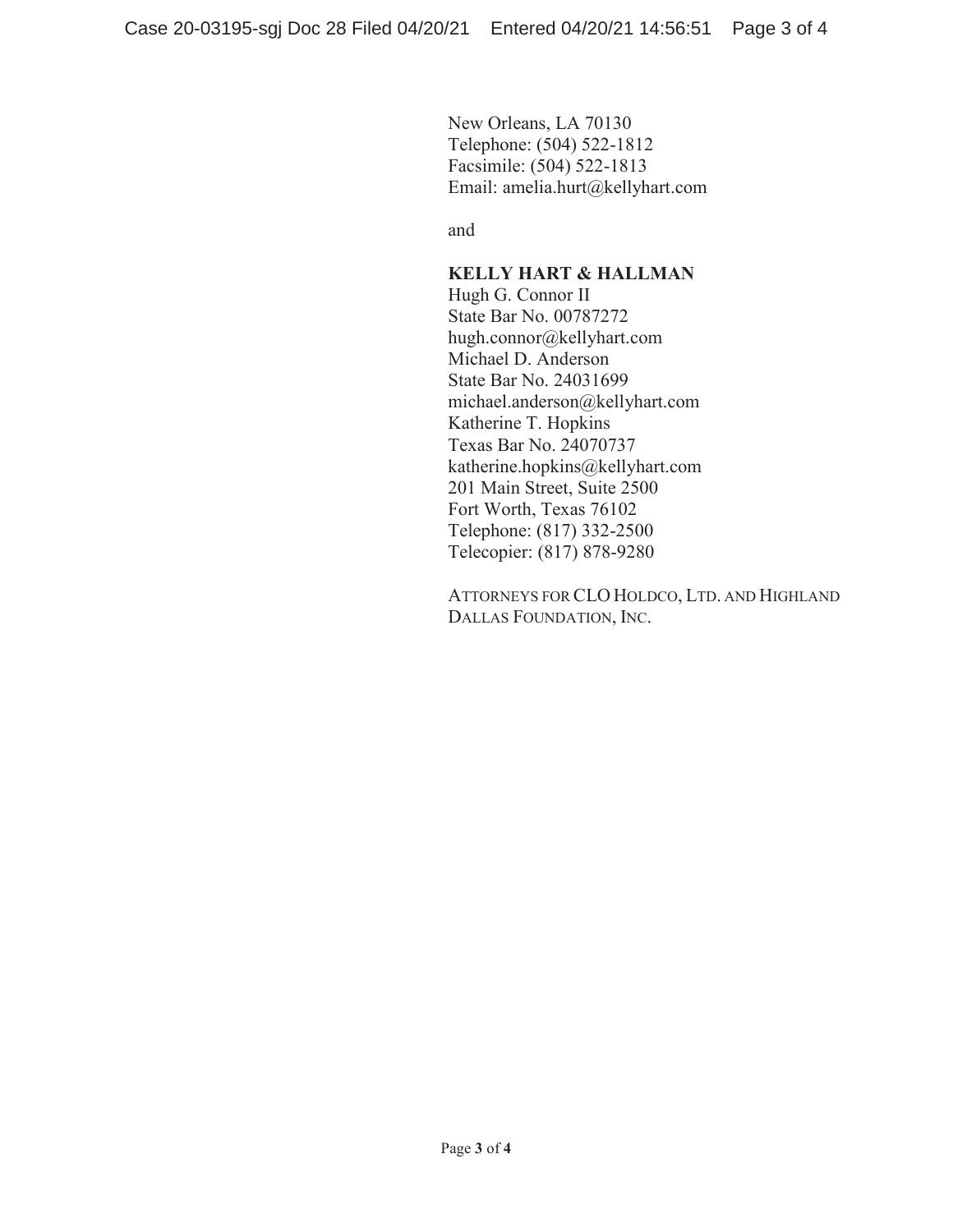New Orleans, LA 70130
Telephone: (504) 522-1812
Facsimile: (504) 522-1813
Email: amelia.hurt@kellyhart.com

and

**KELLY HART & HALLMAN**
Hugh G. Connor II
State Bar No. 00787272
hugh.connor@kellyhart.com
Michael D. Anderson
State Bar No. 24031699
michael.anderson@kellyhart.com
Katherine T. Hopkins
Texas Bar No. 24070737
katherine.hopkins@kellyhart.com
201 Main Street, Suite 2500
Fort Worth, Texas 76102
Telephone: (817) 332-2500
Telecopier: (817) 878-9280

ATTORNEYS FOR CLO HOLDCO, LTD. AND HIGHLAND DALLAS FOUNDATION, INC.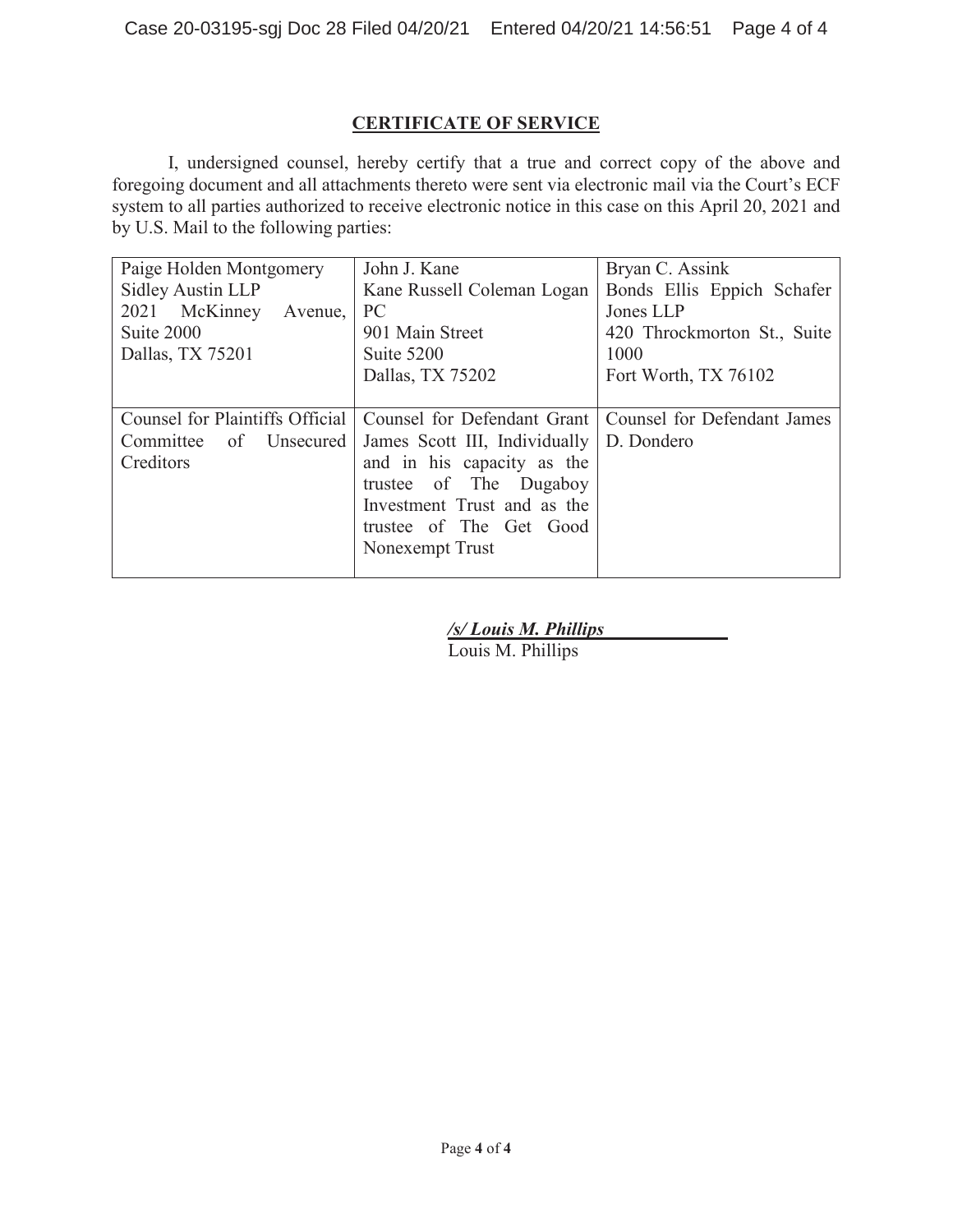**CERTIFICATE OF SERVICE**

I, undersigned counsel, hereby certify that a true and correct copy of the above and foregoing document and all attachments thereto were sent via electronic mail via the Court's ECF system to all parties authorized to receive electronic notice in this case on this April 20, 2021 and by U.S. Mail to the following parties:

| | | |
|---|---|---|
| Paige Holden Montgomery<br>Sidley Austin LLP<br>2021 McKinney Avenue, Suite 2000<br>Dallas, TX 75201 | John J. Kane<br>Kane Russell Coleman Logan PC<br>901 Main Street<br>Suite 5200<br>Dallas, TX 75202 | Bryan C. Assink<br>Bonds Ellis Eppich Schafer Jones LLP<br>420 Throckmorton St., Suite 1000<br>Fort Worth, TX 76102 |
| Counsel for Plaintiffs Official Committee of Unsecured Creditors | Counsel for Defendant Grant James Scott III, Individually and in his capacity as the trustee of The Dugaboy Investment Trust and as the trustee of The Get Good Nonexempt Trust | Counsel for Defendant James D. Dondero |

***/s/ Louis M. Phillips***
Louis M. Phillips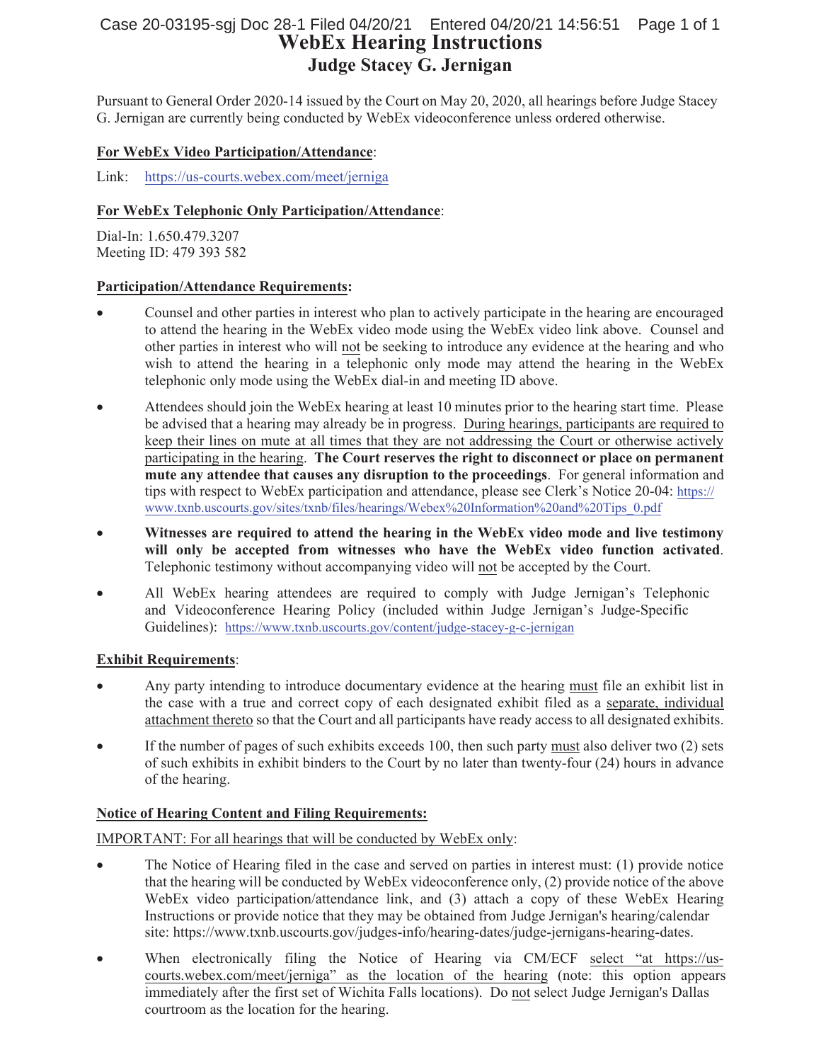# WebEx Hearing Instructions
## Judge Stacey G. Jernigan

Pursuant to General Order 2020-14 issued by the Court on May 20, 2020, all hearings before Judge Stacey G. Jernigan are currently being conducted by WebEx videoconference unless ordered otherwise.

**For WebEx Video Participation/Attendance**:

Link: https://us-courts.webex.com/meet/jerniga

**For WebEx Telephonic Only Participation/Attendance**:

Dial-In: 1.650.479.3207
Meeting ID: 479 393 582

**Participation/Attendance Requirements:**

- Counsel and other parties in interest who plan to actively participate in the hearing are encouraged to attend the hearing in the WebEx video mode using the WebEx video link above. Counsel and other parties in interest who will not be seeking to introduce any evidence at the hearing and who wish to attend the hearing in a telephonic only mode may attend the hearing in the WebEx telephonic only mode using the WebEx dial-in and meeting ID above.
- Attendees should join the WebEx hearing at least 10 minutes prior to the hearing start time. Please be advised that a hearing may already be in progress. During hearings, participants are required to keep their lines on mute at all times that they are not addressing the Court or otherwise actively participating in the hearing. **The Court reserves the right to disconnect or place on permanent mute any attendee that causes any disruption to the proceedings**. For general information and tips with respect to WebEx participation and attendance, please see Clerk's Notice 20-04: https://www.txnb.uscourts.gov/sites/txnb/files/hearings/Webex%20Information%20and%20Tips_0.pdf
- **Witnesses are required to attend the hearing in the WebEx video mode and live testimony will only be accepted from witnesses who have the WebEx video function activated**. Telephonic testimony without accompanying video will not be accepted by the Court.
- All WebEx hearing attendees are required to comply with Judge Jernigan's Telephonic and Videoconference Hearing Policy (included within Judge Jernigan's Judge-Specific Guidelines): https://www.txnb.uscourts.gov/content/judge-stacey-g-c-jernigan

**Exhibit Requirements**:

- Any party intending to introduce documentary evidence at the hearing must file an exhibit list in the case with a true and correct copy of each designated exhibit filed as a separate, individual attachment thereto so that the Court and all participants have ready access to all designated exhibits.
- If the number of pages of such exhibits exceeds 100, then such party must also deliver two (2) sets of such exhibits in exhibit binders to the Court by no later than twenty-four (24) hours in advance of the hearing.

**Notice of Hearing Content and Filing Requirements:**

IMPORTANT: For all hearings that will be conducted by WebEx only:

- The Notice of Hearing filed in the case and served on parties in interest must: (1) provide notice that the hearing will be conducted by WebEx videoconference only, (2) provide notice of the above WebEx video participation/attendance link, and (3) attach a copy of these WebEx Hearing Instructions or provide notice that they may be obtained from Judge Jernigan's hearing/calendar site: https://www.txnb.uscourts.gov/judges-info/hearing-dates/judge-jernigans-hearing-dates.
- When electronically filing the Notice of Hearing via CM/ECF select "at https://us-courts.webex.com/meet/jerniga" as the location of the hearing (note: this option appears immediately after the first set of Wichita Falls locations). Do not select Judge Jernigan's Dallas courtroom as the location for the hearing.